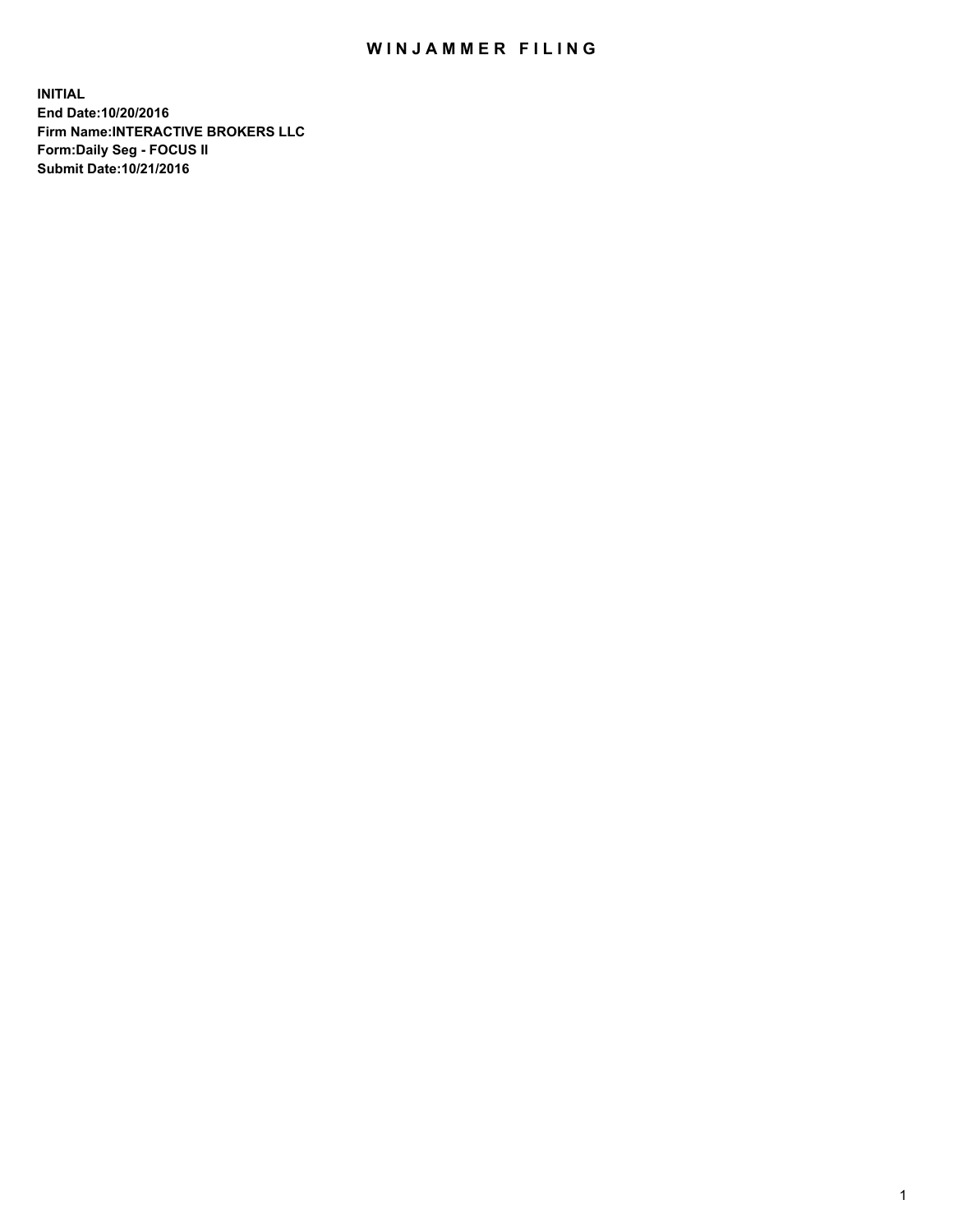# WINJAMMER FILING

**INITIAL**
**End Date:10/20/2016**
**Firm Name:INTERACTIVE BROKERS LLC**
**Form:Daily Seg - FOCUS II**
**Submit Date:10/21/2016**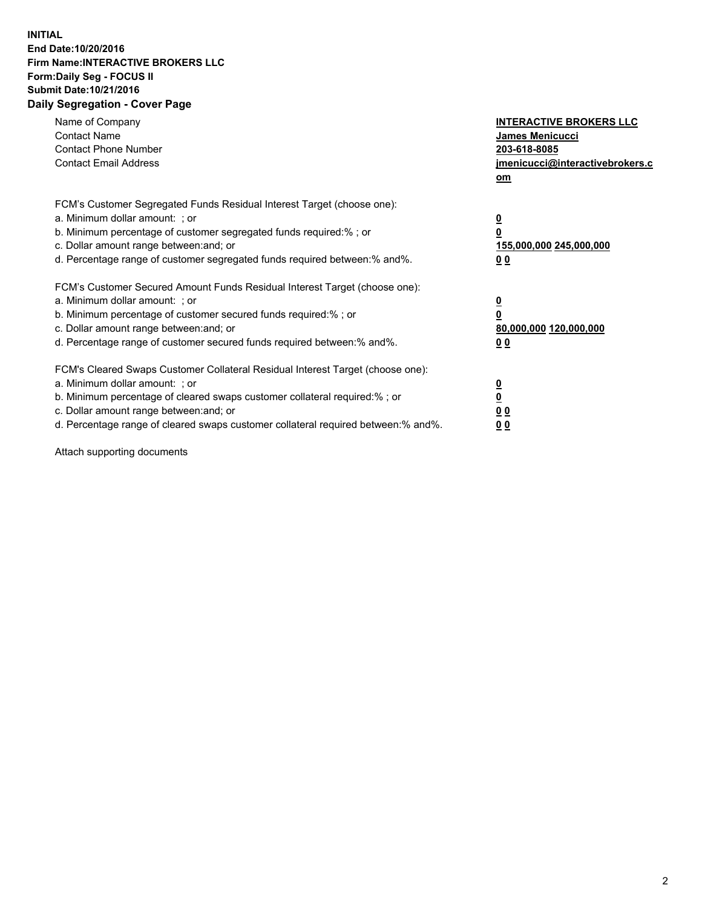**INITIAL**
**End Date:10/20/2016**
**Firm Name:INTERACTIVE BROKERS LLC**
**Form:Daily Seg - FOCUS II**
**Submit Date:10/21/2016**

## Daily Segregation - Cover Page

| | |
|---|---|
| Name of Company | **INTERACTIVE BROKERS LLC** |
| Contact Name | **James Menicucci** |
| Contact Phone Number | **203-618-8085** |
| Contact Email Address | **jmenicucci@interactivebrokers.com** |

FCM's Customer Segregated Funds Residual Interest Target (choose one):

| | |
|---|---|
| a. Minimum dollar amount: ; or | **0** |
| b. Minimum percentage of customer segregated funds required:% ; or | **0** |
| c. Dollar amount range between:and; or | **155,000,000 245,000,000** |
| d. Percentage range of customer segregated funds required between:% and%. | **0 0** |

FCM's Customer Secured Amount Funds Residual Interest Target (choose one):

| | |
|---|---|
| a. Minimum dollar amount: ; or | **0** |
| b. Minimum percentage of customer secured funds required:% ; or | **0** |
| c. Dollar amount range between:and; or | **80,000,000 120,000,000** |
| d. Percentage range of customer secured funds required between:% and%. | **0 0** |

FCM's Cleared Swaps Customer Collateral Residual Interest Target (choose one):

| | |
|---|---|
| a. Minimum dollar amount: ; or | **0** |
| b. Minimum percentage of cleared swaps customer collateral required:% ; or | **0** |
| c. Dollar amount range between:and; or | **0 0** |
| d. Percentage range of cleared swaps customer collateral required between:% and%. | **0 0** |

Attach supporting documents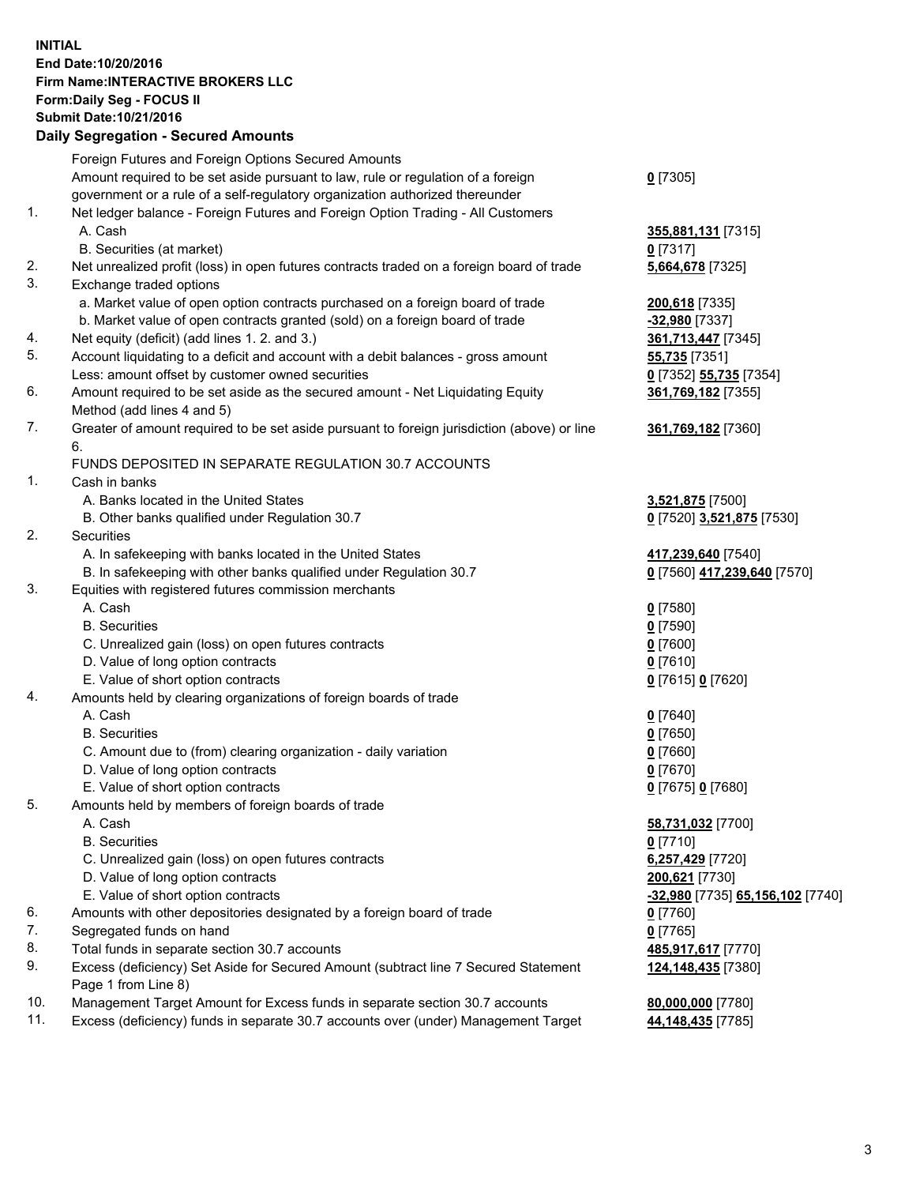**INITIAL**
**End Date:10/20/2016**
**Firm Name:INTERACTIVE BROKERS LLC**
**Form:Daily Seg - FOCUS II**
**Submit Date:10/21/2016**

## Daily Segregation - Secured Amounts

| | | |
|---|---|---|
| | Foreign Futures and Foreign Options Secured Amounts | |
| | Amount required to be set aside pursuant to law, rule or regulation of a foreign government or a rule of a self-regulatory organization authorized thereunder | **0** [7305] |
| 1. | Net ledger balance - Foreign Futures and Foreign Option Trading - All Customers | |
| | A. Cash | **355,881,131** [7315] |
| | B. Securities (at market) | **0** [7317] |
| 2. | Net unrealized profit (loss) in open futures contracts traded on a foreign board of trade | **5,664,678** [7325] |
| 3. | Exchange traded options | |
| | a. Market value of open option contracts purchased on a foreign board of trade | **200,618** [7335] |
| | b. Market value of open contracts granted (sold) on a foreign board of trade | **-32,980** [7337] |
| 4. | Net equity (deficit) (add lines 1. 2. and 3.) | **361,713,447** [7345] |
| 5. | Account liquidating to a deficit and account with a debit balances - gross amount | **55,735** [7351] |
| | Less: amount offset by customer owned securities | **0** [7352] **55,735** [7354] |
| 6. | Amount required to be set aside as the secured amount - Net Liquidating Equity Method (add lines 4 and 5) | **361,769,182** [7355] |
| 7. | Greater of amount required to be set aside pursuant to foreign jurisdiction (above) or line 6. | **361,769,182** [7360] |
| | FUNDS DEPOSITED IN SEPARATE REGULATION 30.7 ACCOUNTS | |
| 1. | Cash in banks | |
| | A. Banks located in the United States | **3,521,875** [7500] |
| | B. Other banks qualified under Regulation 30.7 | **0** [7520] **3,521,875** [7530] |
| 2. | Securities | |
| | A. In safekeeping with banks located in the United States | **417,239,640** [7540] |
| | B. In safekeeping with other banks qualified under Regulation 30.7 | **0** [7560] **417,239,640** [7570] |
| 3. | Equities with registered futures commission merchants | |
| | A. Cash | **0** [7580] |
| | B. Securities | **0** [7590] |
| | C. Unrealized gain (loss) on open futures contracts | **0** [7600] |
| | D. Value of long option contracts | **0** [7610] |
| | E. Value of short option contracts | **0** [7615] **0** [7620] |
| 4. | Amounts held by clearing organizations of foreign boards of trade | |
| | A. Cash | **0** [7640] |
| | B. Securities | **0** [7650] |
| | C. Amount due to (from) clearing organization - daily variation | **0** [7660] |
| | D. Value of long option contracts | **0** [7670] |
| | E. Value of short option contracts | **0** [7675] **0** [7680] |
| 5. | Amounts held by members of foreign boards of trade | |
| | A. Cash | **58,731,032** [7700] |
| | B. Securities | **0** [7710] |
| | C. Unrealized gain (loss) on open futures contracts | **6,257,429** [7720] |
| | D. Value of long option contracts | **200,621** [7730] |
| | E. Value of short option contracts | **-32,980** [7735] **65,156,102** [7740] |
| 6. | Amounts with other depositories designated by a foreign board of trade | **0** [7760] |
| 7. | Segregated funds on hand | **0** [7765] |
| 8. | Total funds in separate section 30.7 accounts | **485,917,617** [7770] |
| 9. | Excess (deficiency) Set Aside for Secured Amount (subtract line 7 Secured Statement Page 1 from Line 8) | **124,148,435** [7380] |
| 10. | Management Target Amount for Excess funds in separate section 30.7 accounts | **80,000,000** [7780] |
| 11. | Excess (deficiency) funds in separate 30.7 accounts over (under) Management Target | **44,148,435** [7785] |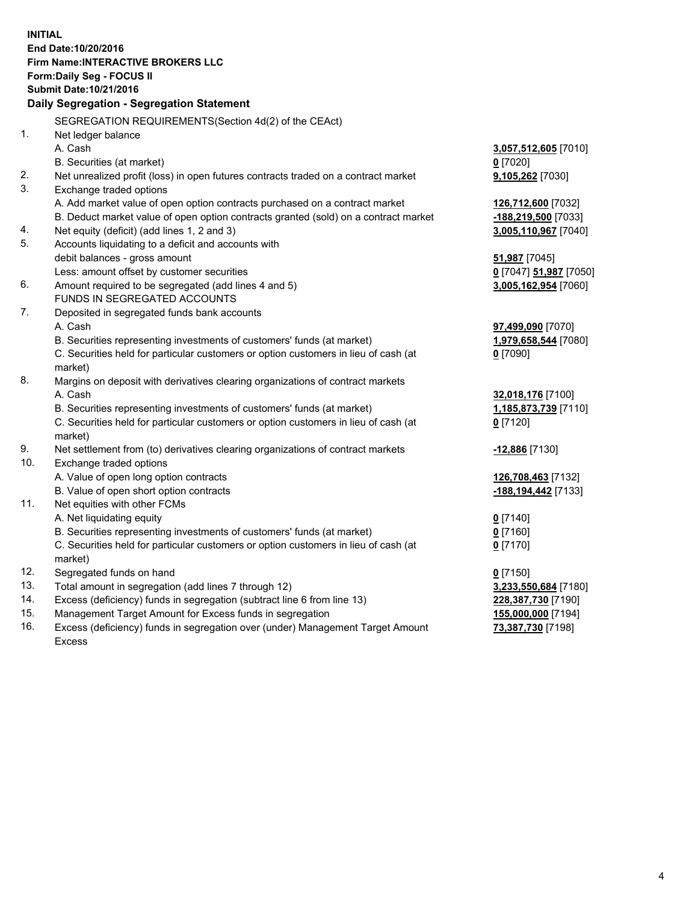**INITIAL**
**End Date:10/20/2016**
**Firm Name:INTERACTIVE BROKERS LLC**
**Form:Daily Seg - FOCUS II**
**Submit Date:10/21/2016**

## Daily Segregation - Segregation Statement

SEGREGATION REQUIREMENTS(Section 4d(2) of the CEAct)

| | | |
|---|---|---|
| 1. | Net ledger balance | |
| | A. Cash | **3,057,512,605** [7010] |
| | B. Securities (at market) | **0** [7020] |
| 2. | Net unrealized profit (loss) in open futures contracts traded on a contract market | **9,105,262** [7030] |
| 3. | Exchange traded options | |
| | A. Add market value of open option contracts purchased on a contract market | **126,712,600** [7032] |
| | B. Deduct market value of open option contracts granted (sold) on a contract market | **-188,219,500** [7033] |
| 4. | Net equity (deficit) (add lines 1, 2 and 3) | **3,005,110,967** [7040] |
| 5. | Accounts liquidating to a deficit and accounts with debit balances - gross amount | **51,987** [7045] |
| | Less: amount offset by customer securities | **0** [7047] **51,987** [7050] |
| 6. | Amount required to be segregated (add lines 4 and 5) | **3,005,162,954** [7060] |
| | FUNDS IN SEGREGATED ACCOUNTS | |
| 7. | Deposited in segregated funds bank accounts | |
| | A. Cash | **97,499,090** [7070] |
| | B. Securities representing investments of customers' funds (at market) | **1,979,658,544** [7080] |
| | C. Securities held for particular customers or option customers in lieu of cash (at market) | **0** [7090] |
| 8. | Margins on deposit with derivatives clearing organizations of contract markets | |
| | A. Cash | **32,018,176** [7100] |
| | B. Securities representing investments of customers' funds (at market) | **1,185,873,739** [7110] |
| | C. Securities held for particular customers or option customers in lieu of cash (at market) | **0** [7120] |
| 9. | Net settlement from (to) derivatives clearing organizations of contract markets | **-12,886** [7130] |
| 10. | Exchange traded options | |
| | A. Value of open long option contracts | **126,708,463** [7132] |
| | B. Value of open short option contracts | **-188,194,442** [7133] |
| 11. | Net equities with other FCMs | |
| | A. Net liquidating equity | **0** [7140] |
| | B. Securities representing investments of customers' funds (at market) | **0** [7160] |
| | C. Securities held for particular customers or option customers in lieu of cash (at market) | **0** [7170] |
| 12. | Segregated funds on hand | **0** [7150] |
| 13. | Total amount in segregation (add lines 7 through 12) | **3,233,550,684** [7180] |
| 14. | Excess (deficiency) funds in segregation (subtract line 6 from line 13) | **228,387,730** [7190] |
| 15. | Management Target Amount for Excess funds in segregation | **155,000,000** [7194] |
| 16. | Excess (deficiency) funds in segregation over (under) Management Target Amount Excess | **73,387,730** [7198] |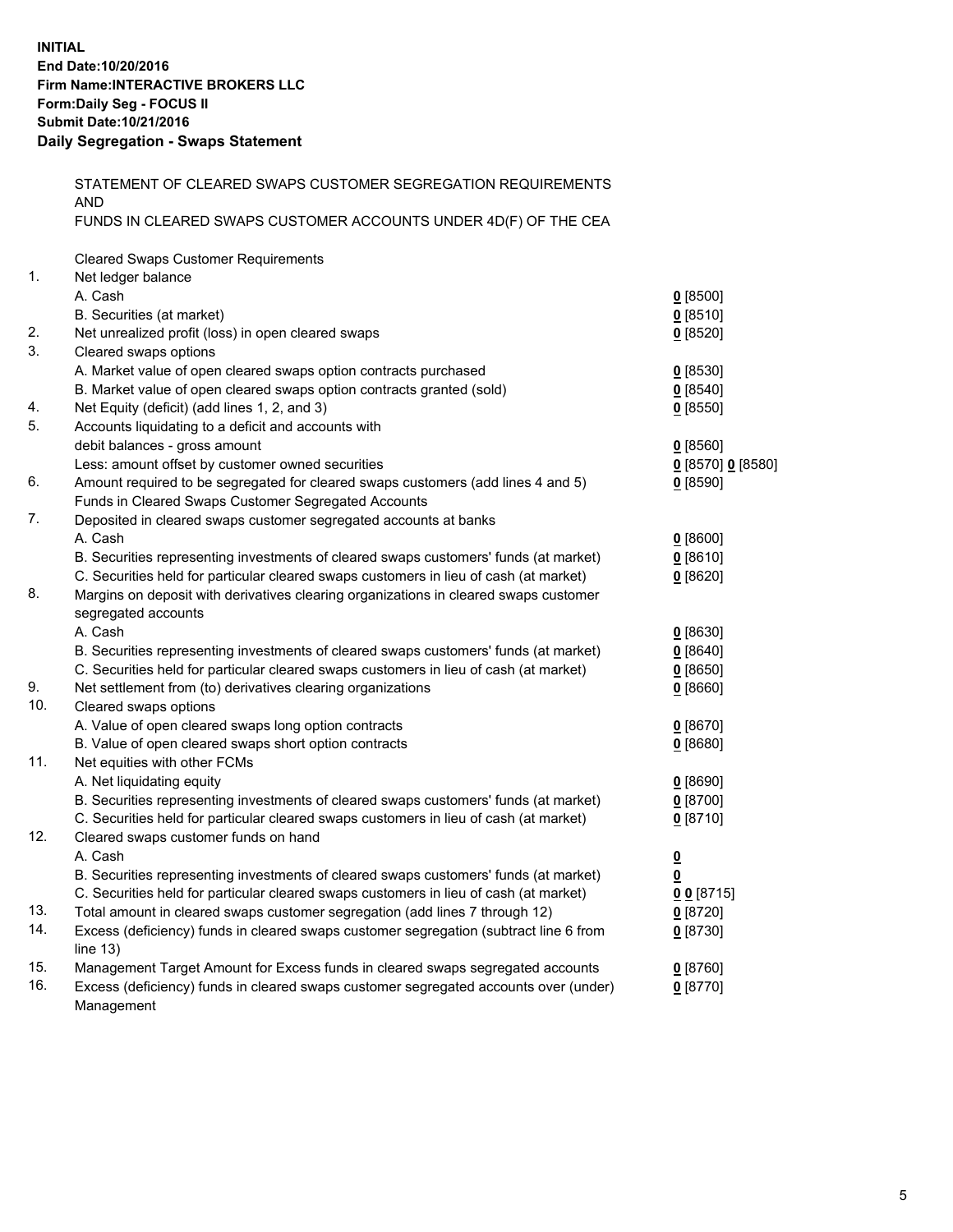**INITIAL**
**End Date:10/20/2016**
**Firm Name:INTERACTIVE BROKERS LLC**
**Form:Daily Seg - FOCUS II**
**Submit Date:10/21/2016**
**Daily Segregation - Swaps Statement**

STATEMENT OF CLEARED SWAPS CUSTOMER SEGREGATION REQUIREMENTS AND FUNDS IN CLEARED SWAPS CUSTOMER ACCOUNTS UNDER 4D(F) OF THE CEA

| | | |
|---|---|---|
| | Cleared Swaps Customer Requirements | |
| 1. | Net ledger balance | |
| | A. Cash | 0 [8500] |
| | B. Securities (at market) | 0 [8510] |
| 2. | Net unrealized profit (loss) in open cleared swaps | 0 [8520] |
| 3. | Cleared swaps options | |
| | A. Market value of open cleared swaps option contracts purchased | 0 [8530] |
| | B. Market value of open cleared swaps option contracts granted (sold) | 0 [8540] |
| 4. | Net Equity (deficit) (add lines 1, 2, and 3) | 0 [8550] |
| 5. | Accounts liquidating to a deficit and accounts with debit balances - gross amount | 0 [8560] |
| | Less: amount offset by customer owned securities | 0 [8570] 0 [8580] |
| 6. | Amount required to be segregated for cleared swaps customers (add lines 4 and 5) | 0 [8590] |
| | Funds in Cleared Swaps Customer Segregated Accounts | |
| 7. | Deposited in cleared swaps customer segregated accounts at banks | |
| | A. Cash | 0 [8600] |
| | B. Securities representing investments of cleared swaps customers' funds (at market) | 0 [8610] |
| | C. Securities held for particular cleared swaps customers in lieu of cash (at market) | 0 [8620] |
| 8. | Margins on deposit with derivatives clearing organizations in cleared swaps customer segregated accounts | |
| | A. Cash | 0 [8630] |
| | B. Securities representing investments of cleared swaps customers' funds (at market) | 0 [8640] |
| | C. Securities held for particular cleared swaps customers in lieu of cash (at market) | 0 [8650] |
| 9. | Net settlement from (to) derivatives clearing organizations | 0 [8660] |
| 10. | Cleared swaps options | |
| | A. Value of open cleared swaps long option contracts | 0 [8670] |
| | B. Value of open cleared swaps short option contracts | 0 [8680] |
| 11. | Net equities with other FCMs | |
| | A. Net liquidating equity | 0 [8690] |
| | B. Securities representing investments of cleared swaps customers' funds (at market) | 0 [8700] |
| | C. Securities held for particular cleared swaps customers in lieu of cash (at market) | 0 [8710] |
| 12. | Cleared swaps customer funds on hand | |
| | A. Cash | 0 |
| | B. Securities representing investments of cleared swaps customers' funds (at market) | 0 |
| | C. Securities held for particular cleared swaps customers in lieu of cash (at market) | 0 0 [8715] |
| 13. | Total amount in cleared swaps customer segregation (add lines 7 through 12) | 0 [8720] |
| 14. | Excess (deficiency) funds in cleared swaps customer segregation (subtract line 6 from line 13) | 0 [8730] |
| 15. | Management Target Amount for Excess funds in cleared swaps segregated accounts | 0 [8760] |
| 16. | Excess (deficiency) funds in cleared swaps customer segregated accounts over (under) Management | 0 [8770] |